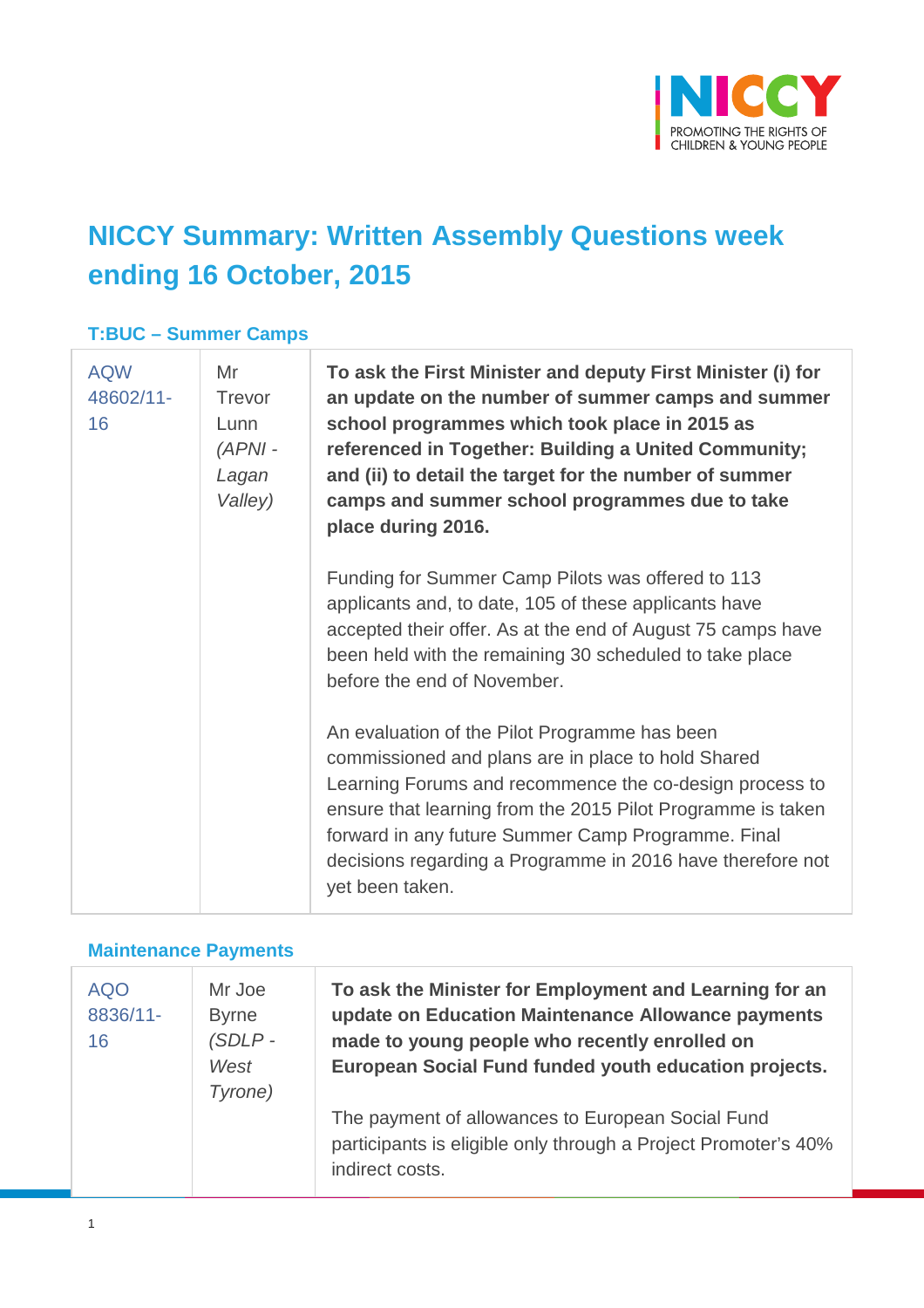# NICCY Summary: Written Assembly Questions week ending 16 October, 2015

### T:BUC – Summer Camps

| | | |
|---|---|---|
| AQW 48602/11-16 | Mr Trevor Lunn *(APNI - Lagan Valley)* | **To ask the First Minister and deputy First Minister (i) for an update on the number of summer camps and summer school programmes which took place in 2015 as referenced in Together: Building a United Community; and (ii) to detail the target for the number of summer camps and summer school programmes due to take place during 2016.**<br><br>Funding for Summer Camp Pilots was offered to 113 applicants and, to date, 105 of these applicants have accepted their offer. As at the end of August 75 camps have been held with the remaining 30 scheduled to take place before the end of November.<br><br>An evaluation of the Pilot Programme has been commissioned and plans are in place to hold Shared Learning Forums and recommence the co-design process to ensure that learning from the 2015 Pilot Programme is taken forward in any future Summer Camp Programme. Final decisions regarding a Programme in 2016 have therefore not yet been taken. |

### Maintenance Payments

| | | |
|---|---|---|
| AQO 8836/11-16 | Mr Joe Byrne *(SDLP - West Tyrone)* | **To ask the Minister for Employment and Learning for an update on Education Maintenance Allowance payments made to young people who recently enrolled on European Social Fund funded youth education projects.**<br><br>The payment of allowances to European Social Fund participants is eligible only through a Project Promoter's 40% indirect costs. |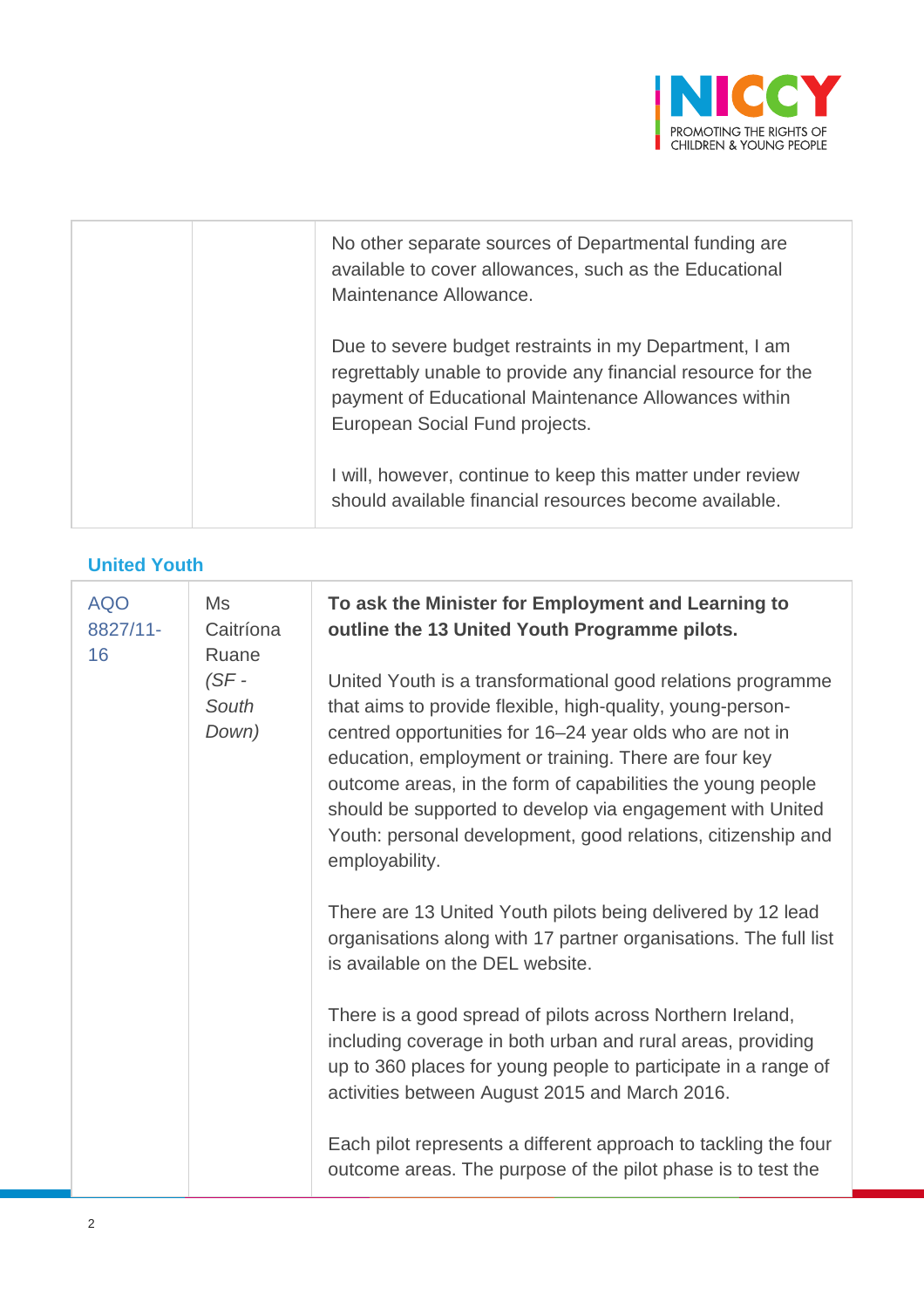| | | |
|---|---|---|
| | | No other separate sources of Departmental funding are available to cover allowances, such as the Educational Maintenance Allowance.<br><br>Due to severe budget restraints in my Department, I am regrettably unable to provide any financial resource for the payment of Educational Maintenance Allowances within European Social Fund projects.<br><br>I will, however, continue to keep this matter under review should available financial resources become available. |

### United Youth

| | | |
|---|---|---|
| AQO 8827/11-16 | Ms Caitríona Ruane *(SF - South Down)* | **To ask the Minister for Employment and Learning to outline the 13 United Youth Programme pilots.**<br><br>United Youth is a transformational good relations programme that aims to provide flexible, high-quality, young-person-centred opportunities for 16–24 year olds who are not in education, employment or training. There are four key outcome areas, in the form of capabilities the young people should be supported to develop via engagement with United Youth: personal development, good relations, citizenship and employability.<br><br>There are 13 United Youth pilots being delivered by 12 lead organisations along with 17 partner organisations. The full list is available on the DEL website.<br><br>There is a good spread of pilots across Northern Ireland, including coverage in both urban and rural areas, providing up to 360 places for young people to participate in a range of activities between August 2015 and March 2016.<br><br>Each pilot represents a different approach to tackling the four outcome areas. The purpose of the pilot phase is to test the |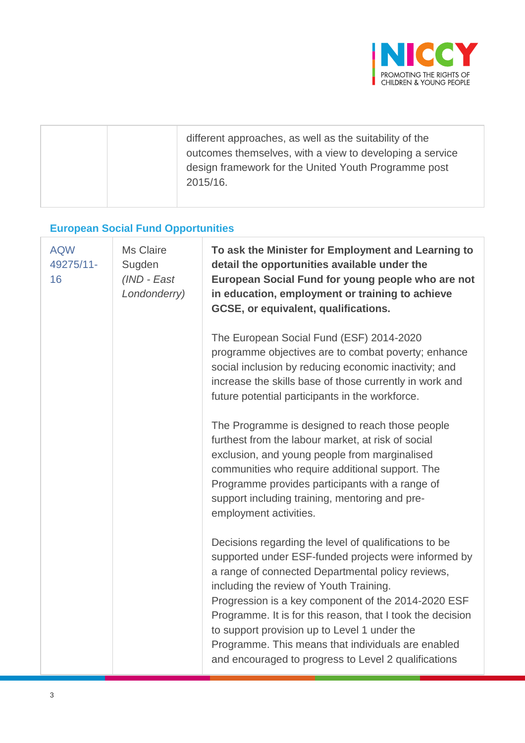| | | different approaches, as well as the suitability of the outcomes themselves, with a view to developing a service design framework for the United Youth Programme post 2015/16. |
|---|---|---|

### European Social Fund Opportunities

| | | |
|---|---|---|
| AQW 49275/11-16 | Ms Claire Sugden *(IND - East Londonderry)* | **To ask the Minister for Employment and Learning to detail the opportunities available under the European Social Fund for young people who are not in education, employment or training to achieve GCSE, or equivalent, qualifications.**<br><br>The European Social Fund (ESF) 2014-2020 programme objectives are to combat poverty; enhance social inclusion by reducing economic inactivity; and increase the skills base of those currently in work and future potential participants in the workforce.<br><br>The Programme is designed to reach those people furthest from the labour market, at risk of social exclusion, and young people from marginalised communities who require additional support. The Programme provides participants with a range of support including training, mentoring and pre-employment activities.<br><br>Decisions regarding the level of qualifications to be supported under ESF-funded projects were informed by a range of connected Departmental policy reviews, including the review of Youth Training.<br>Progression is a key component of the 2014-2020 ESF Programme. It is for this reason, that I took the decision to support provision up to Level 1 under the Programme. This means that individuals are enabled and encouraged to progress to Level 2 qualifications |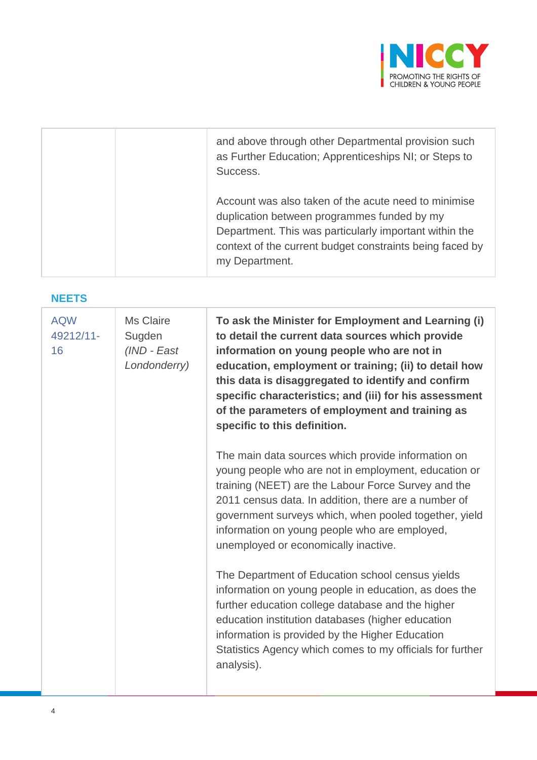| | | |
|---|---|---|
| | | and above through other Departmental provision such as Further Education; Apprenticeships NI; or Steps to Success.<br><br>Account was also taken of the acute need to minimise duplication between programmes funded by my Department. This was particularly important within the context of the current budget constraints being faced by my Department. |

### NEETS

| | | |
|---|---|---|
| AQW 49212/11-16 | Ms Claire Sugden *(IND - East Londonderry)* | **To ask the Minister for Employment and Learning (i) to detail the current data sources which provide information on young people who are not in education, employment or training; (ii) to detail how this data is disaggregated to identify and confirm specific characteristics; and (iii) for his assessment of the parameters of employment and training as specific to this definition.**<br><br>The main data sources which provide information on young people who are not in employment, education or training (NEET) are the Labour Force Survey and the 2011 census data. In addition, there are a number of government surveys which, when pooled together, yield information on young people who are employed, unemployed or economically inactive.<br><br>The Department of Education school census yields information on young people in education, as does the further education college database and the higher education institution databases (higher education information is provided by the Higher Education Statistics Agency which comes to my officials for further analysis). |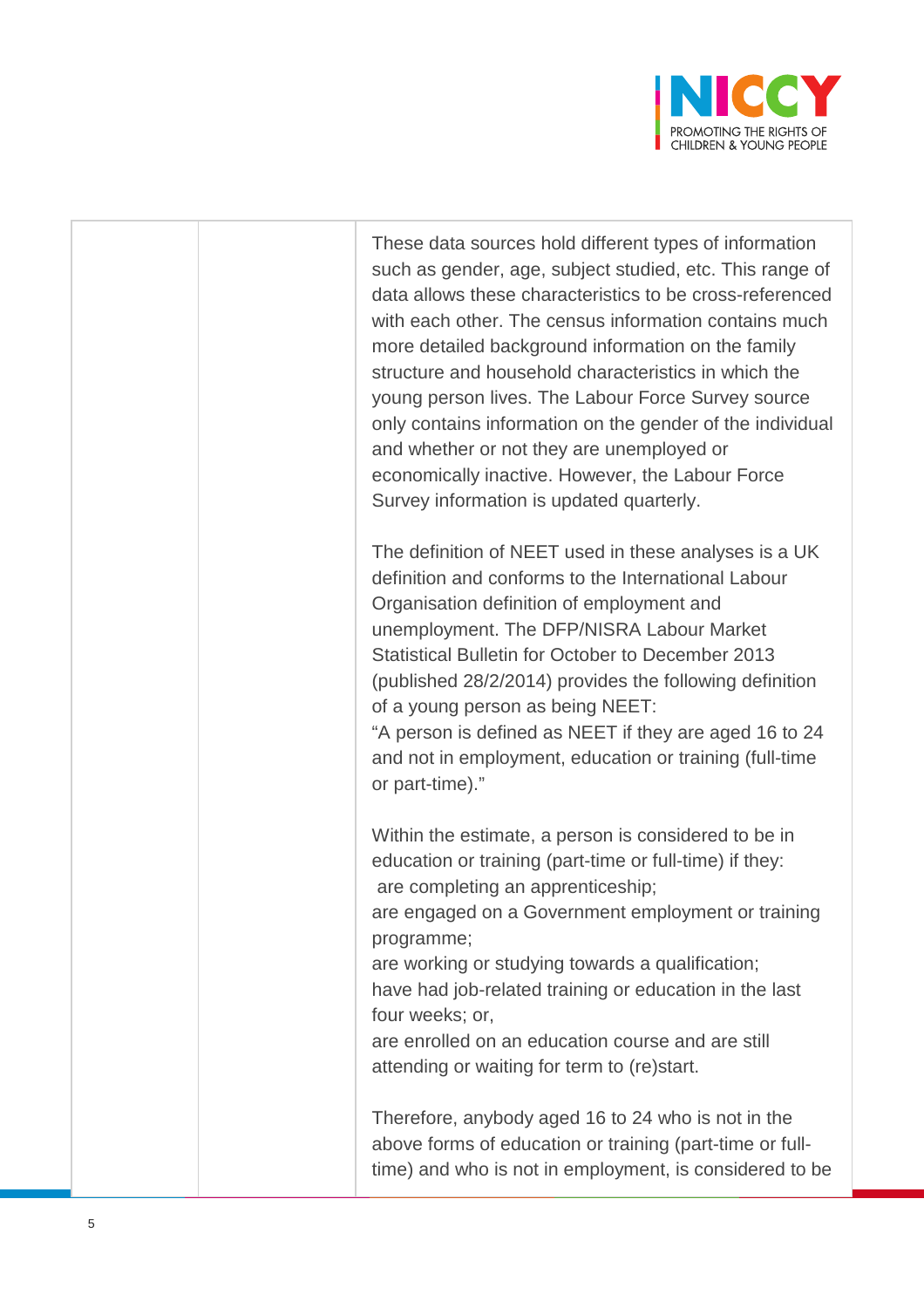| | | These data sources hold different types of information such as gender, age, subject studied, etc. This range of data allows these characteristics to be cross-referenced with each other. The census information contains much more detailed background information on the family structure and household characteristics in which the young person lives. The Labour Force Survey source only contains information on the gender of the individual and whether or not they are unemployed or economically inactive. However, the Labour Force Survey information is updated quarterly.<br><br>The definition of NEET used in these analyses is a UK definition and conforms to the International Labour Organisation definition of employment and unemployment. The DFP/NISRA Labour Market Statistical Bulletin for October to December 2013 (published 28/2/2014) provides the following definition of a young person as being NEET:<br>"A person is defined as NEET if they are aged 16 to 24 and not in employment, education or training (full-time or part-time)."<br><br>Within the estimate, a person is considered to be in education or training (part-time or full-time) if they:<br>are completing an apprenticeship;<br>are engaged on a Government employment or training programme;<br>are working or studying towards a qualification;<br>have had job-related training or education in the last four weeks; or,<br>are enrolled on an education course and are still attending or waiting for term to (re)start.<br><br>Therefore, anybody aged 16 to 24 who is not in the above forms of education or training (part-time or full-time) and who is not in employment, is considered to be |
|---|---|---|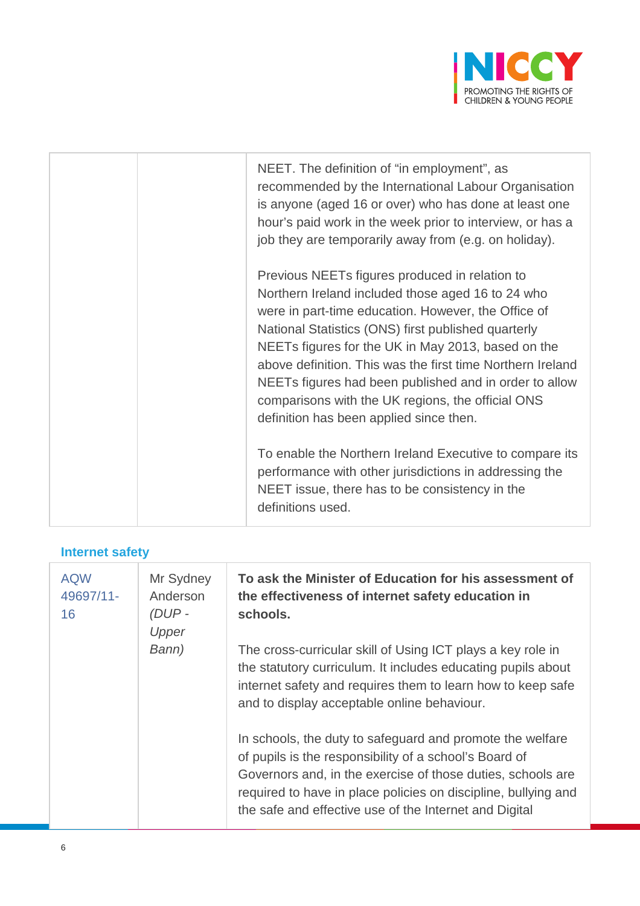| | | |
|---|---|---|
| | | NEET. The definition of "in employment", as recommended by the International Labour Organisation is anyone (aged 16 or over) who has done at least one hour's paid work in the week prior to interview, or has a job they are temporarily away from (e.g. on holiday).<br><br>Previous NEETs figures produced in relation to Northern Ireland included those aged 16 to 24 who were in part-time education. However, the Office of National Statistics (ONS) first published quarterly NEETs figures for the UK in May 2013, based on the above definition. This was the first time Northern Ireland NEETs figures had been published and in order to allow comparisons with the UK regions, the official ONS definition has been applied since then.<br><br>To enable the Northern Ireland Executive to compare its performance with other jurisdictions in addressing the NEET issue, there has to be consistency in the definitions used. |

### Internet safety

| | | |
|---|---|---|
| AQW 49697/11-16 | Mr Sydney Anderson *(DUP - Upper Bann)* | **To ask the Minister of Education for his assessment of the effectiveness of internet safety education in schools.**<br><br>The cross-curricular skill of Using ICT plays a key role in the statutory curriculum. It includes educating pupils about internet safety and requires them to learn how to keep safe and to display acceptable online behaviour.<br><br>In schools, the duty to safeguard and promote the welfare of pupils is the responsibility of a school's Board of Governors and, in the exercise of those duties, schools are required to have in place policies on discipline, bullying and the safe and effective use of the Internet and Digital |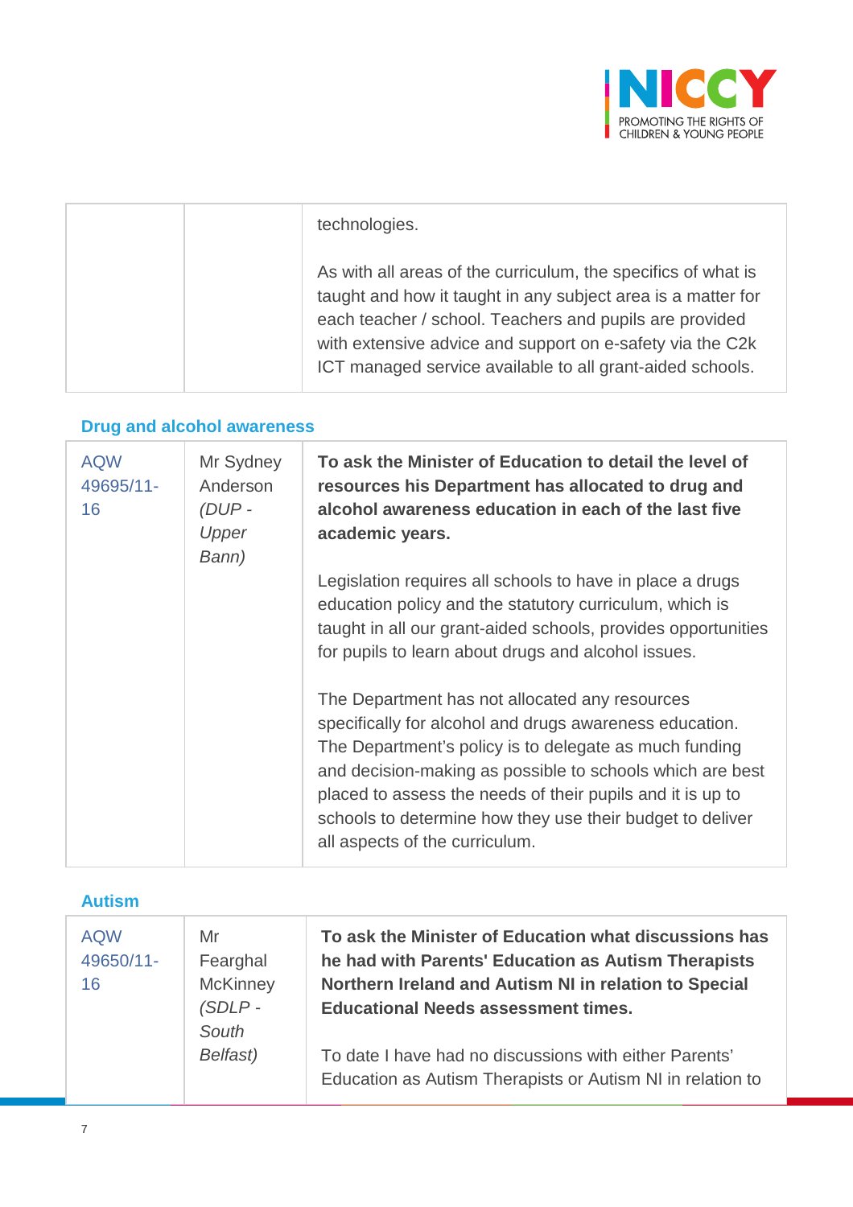| | | technologies.<br><br>As with all areas of the curriculum, the specifics of what is taught and how it taught in any subject area is a matter for each teacher / school. Teachers and pupils are provided with extensive advice and support on e-safety via the C2k ICT managed service available to all grant-aided schools. |
|---|---|---|

## Drug and alcohol awareness

| AQW 49695/11-16 | Mr Sydney Anderson *(DUP - Upper Bann)* | **To ask the Minister of Education to detail the level of resources his Department has allocated to drug and alcohol awareness education in each of the last five academic years.**<br><br>Legislation requires all schools to have in place a drugs education policy and the statutory curriculum, which is taught in all our grant-aided schools, provides opportunities for pupils to learn about drugs and alcohol issues.<br><br>The Department has not allocated any resources specifically for alcohol and drugs awareness education. The Department's policy is to delegate as much funding and decision-making as possible to schools which are best placed to assess the needs of their pupils and it is up to schools to determine how they use their budget to deliver all aspects of the curriculum. |
|---|---|---|

## Autism

| AQW 49650/11-16 | Mr Fearghal McKinney *(SDLP - South Belfast)* | **To ask the Minister of Education what discussions has he had with Parents' Education as Autism Therapists Northern Ireland and Autism NI in relation to Special Educational Needs assessment times.**<br><br>To date I have had no discussions with either Parents' Education as Autism Therapists or Autism NI in relation to |
|---|---|---|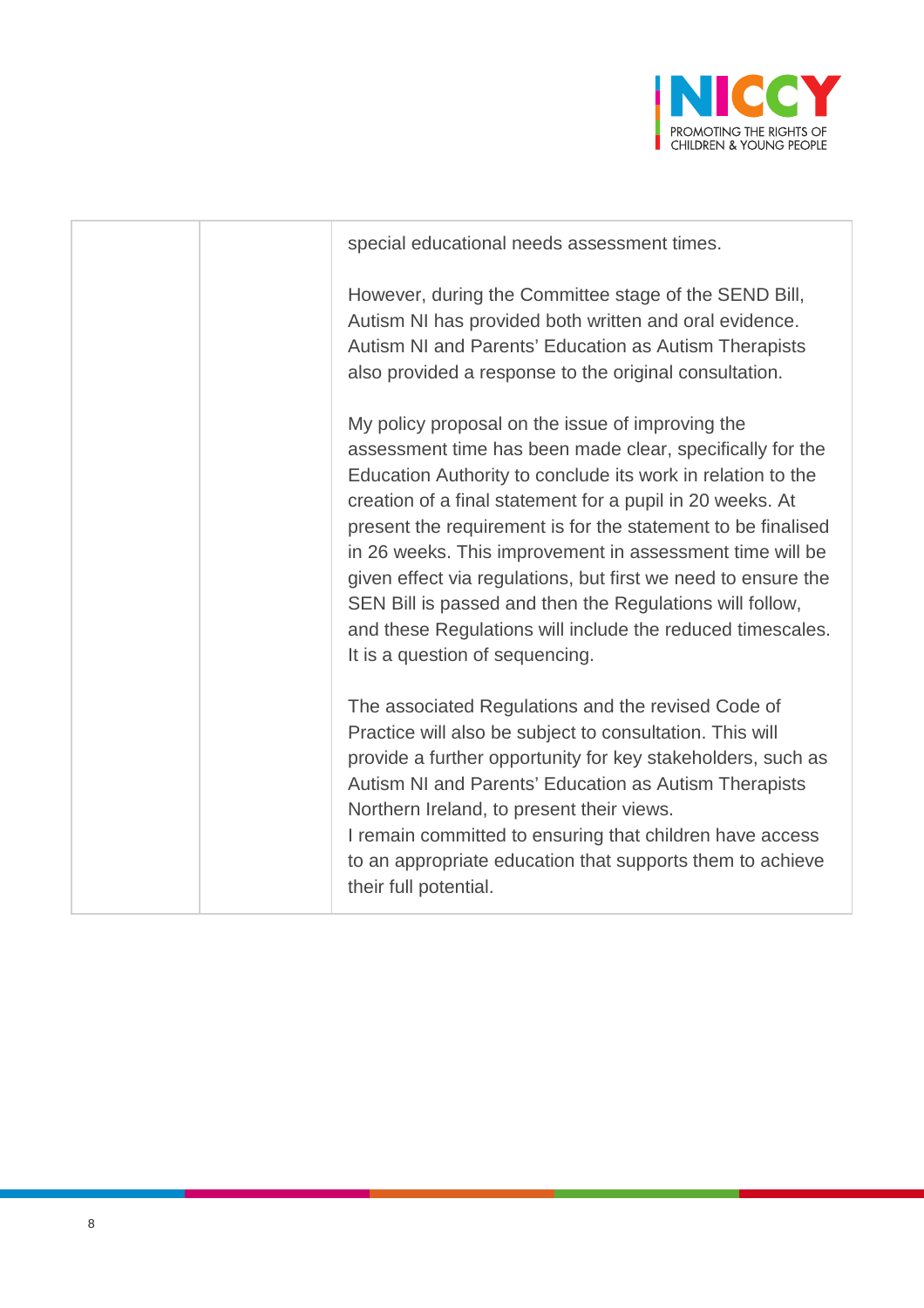| | | special educational needs assessment times.<br><br>However, during the Committee stage of the SEND Bill, Autism NI has provided both written and oral evidence. Autism NI and Parents' Education as Autism Therapists also provided a response to the original consultation.<br><br>My policy proposal on the issue of improving the assessment time has been made clear, specifically for the Education Authority to conclude its work in relation to the creation of a final statement for a pupil in 20 weeks. At present the requirement is for the statement to be finalised in 26 weeks. This improvement in assessment time will be given effect via regulations, but first we need to ensure the SEN Bill is passed and then the Regulations will follow, and these Regulations will include the reduced timescales. It is a question of sequencing.<br><br>The associated Regulations and the revised Code of Practice will also be subject to consultation. This will provide a further opportunity for key stakeholders, such as Autism NI and Parents' Education as Autism Therapists Northern Ireland, to present their views.<br>I remain committed to ensuring that children have access to an appropriate education that supports them to achieve their full potential. |
|---|---|---|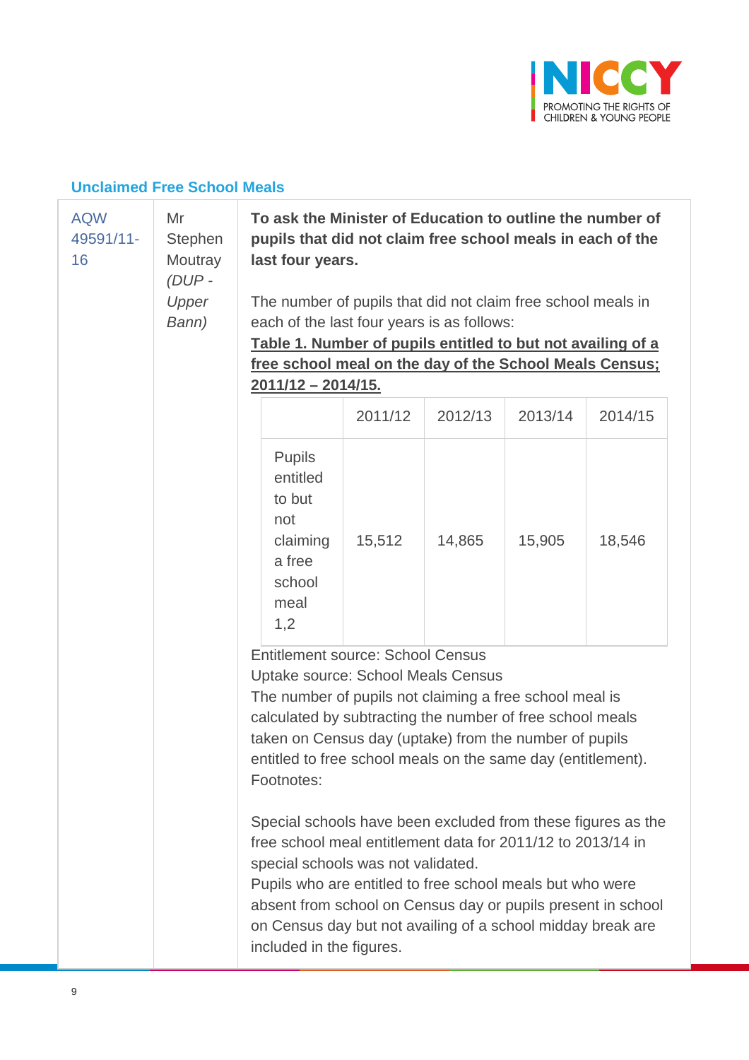## Unclaimed Free School Meals

| | | |
|---|---|---|
| AQW 49591/11-16 | Mr Stephen Moutray *(DUP - Upper Bann)* | **To ask the Minister of Education to outline the number of pupils that did not claim free school meals in each of the last four years.** |

The number of pupils that did not claim free school meals in each of the last four years is as follows:

**Table 1. Number of pupils entitled to but not availing of a free school meal on the day of the School Meals Census; 2011/12 – 2014/15.**

| | 2011/12 | 2012/13 | 2013/14 | 2014/15 |
|---|---|---|---|---|
| Pupils entitled to but not claiming a free school meal 1,2 | 15,512 | 14,865 | 15,905 | 18,546 |

Entitlement source: School Census

Uptake source: School Meals Census

The number of pupils not claiming a free school meal is calculated by subtracting the number of free school meals taken on Census day (uptake) from the number of pupils entitled to free school meals on the same day (entitlement).

Footnotes:

Special schools have been excluded from these figures as the free school meal entitlement data for 2011/12 to 2013/14 in special schools was not validated.

Pupils who are entitled to free school meals but who were absent from school on Census day or pupils present in school on Census day but not availing of a school midday break are included in the figures.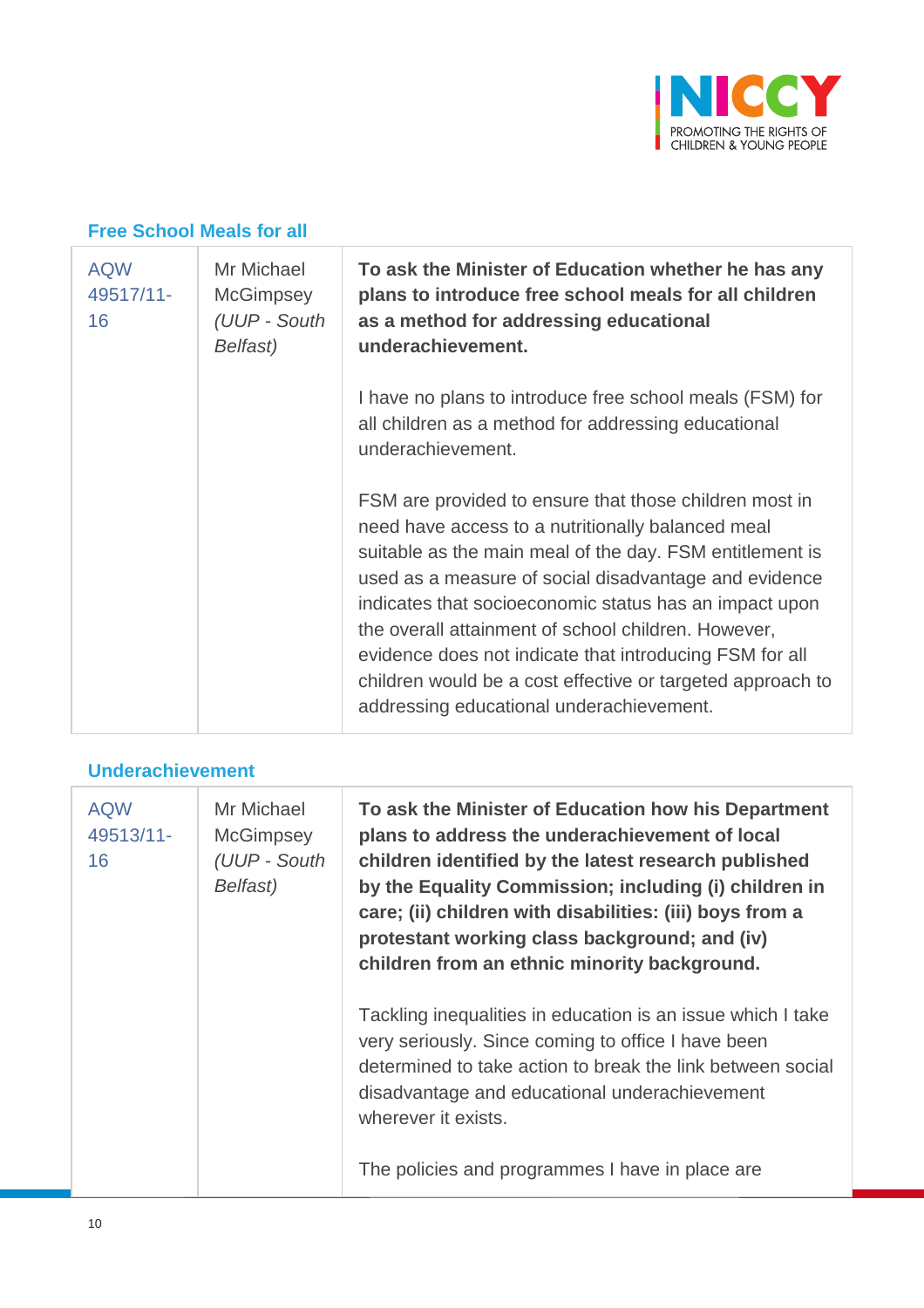### Free School Meals for all

| | | |
|---|---|---|
| AQW 49517/11-16 | Mr Michael McGimpsey *(UUP - South Belfast)* | **To ask the Minister of Education whether he has any plans to introduce free school meals for all children as a method for addressing educational underachievement.**<br><br>I have no plans to introduce free school meals (FSM) for all children as a method for addressing educational underachievement.<br><br>FSM are provided to ensure that those children most in need have access to a nutritionally balanced meal suitable as the main meal of the day. FSM entitlement is used as a measure of social disadvantage and evidence indicates that socioeconomic status has an impact upon the overall attainment of school children. However, evidence does not indicate that introducing FSM for all children would be a cost effective or targeted approach to addressing educational underachievement. |

### Underachievement

| | | |
|---|---|---|
| AQW 49513/11-16 | Mr Michael McGimpsey *(UUP - South Belfast)* | **To ask the Minister of Education how his Department plans to address the underachievement of local children identified by the latest research published by the Equality Commission; including (i) children in care; (ii) children with disabilities: (iii) boys from a protestant working class background; and (iv) children from an ethnic minority background.**<br><br>Tackling inequalities in education is an issue which I take very seriously. Since coming to office I have been determined to take action to break the link between social disadvantage and educational underachievement wherever it exists.<br><br>The policies and programmes I have in place are |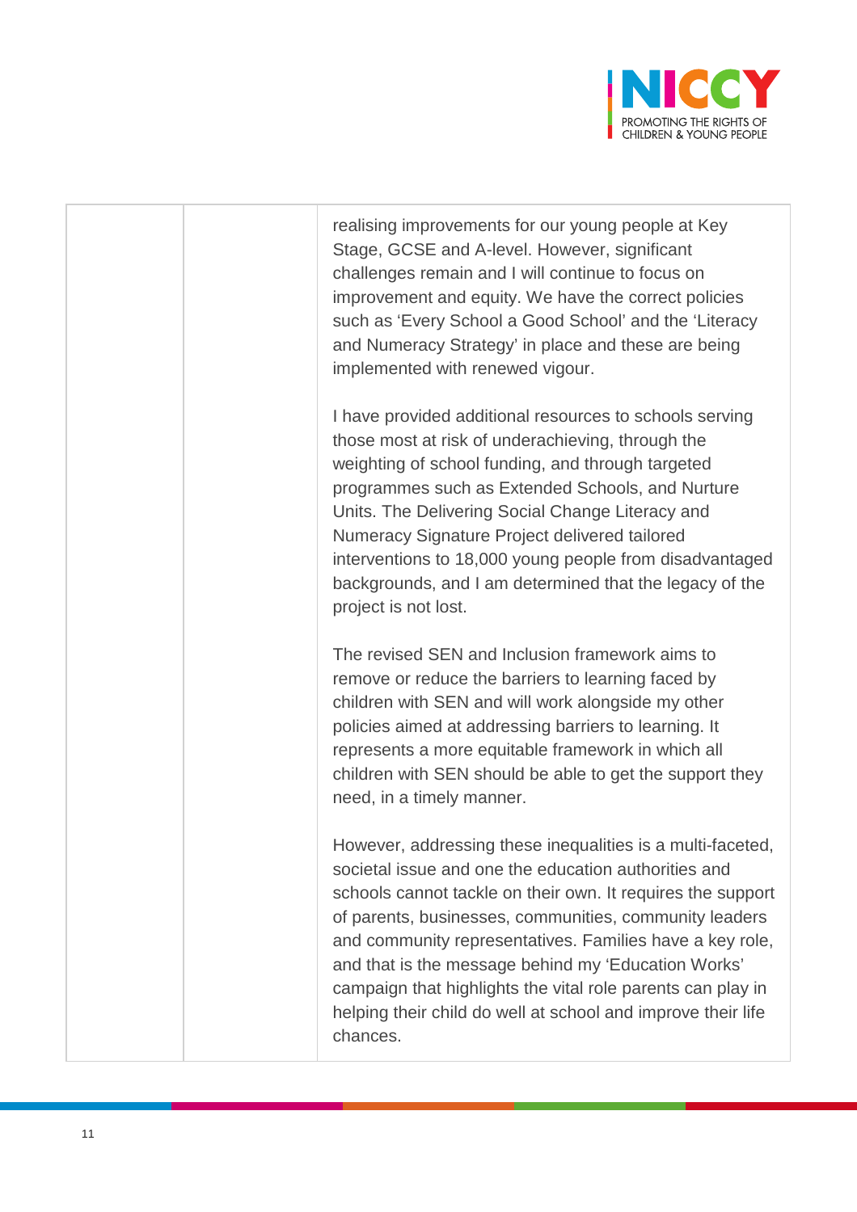| | | |
|---|---|---|
| | | realising improvements for our young people at Key Stage, GCSE and A-level. However, significant challenges remain and I will continue to focus on improvement and equity. We have the correct policies such as 'Every School a Good School' and the 'Literacy and Numeracy Strategy' in place and these are being implemented with renewed vigour.<br><br>I have provided additional resources to schools serving those most at risk of underachieving, through the weighting of school funding, and through targeted programmes such as Extended Schools, and Nurture Units. The Delivering Social Change Literacy and Numeracy Signature Project delivered tailored interventions to 18,000 young people from disadvantaged backgrounds, and I am determined that the legacy of the project is not lost.<br><br>The revised SEN and Inclusion framework aims to remove or reduce the barriers to learning faced by children with SEN and will work alongside my other policies aimed at addressing barriers to learning. It represents a more equitable framework in which all children with SEN should be able to get the support they need, in a timely manner.<br><br>However, addressing these inequalities is a multi-faceted, societal issue and one the education authorities and schools cannot tackle on their own. It requires the support of parents, businesses, communities, community leaders and community representatives. Families have a key role, and that is the message behind my 'Education Works' campaign that highlights the vital role parents can play in helping their child do well at school and improve their life chances. |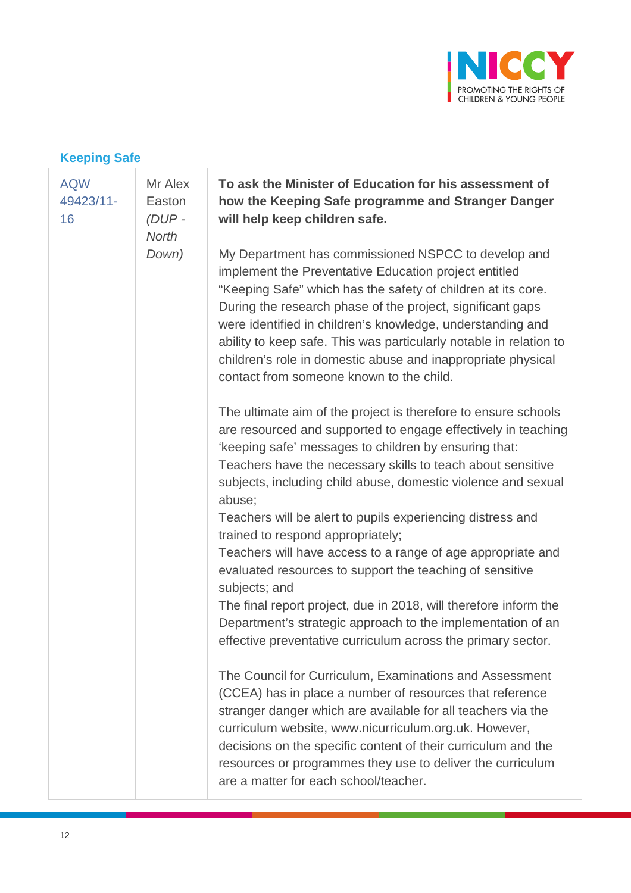### Keeping Safe

| | | |
|---|---|---|
| AQW 49423/11-16 | Mr Alex Easton *(DUP - North Down)* | **To ask the Minister of Education for his assessment of how the Keeping Safe programme and Stranger Danger will help keep children safe.**<br><br>My Department has commissioned NSPCC to develop and implement the Preventative Education project entitled "Keeping Safe" which has the safety of children at its core. During the research phase of the project, significant gaps were identified in children's knowledge, understanding and ability to keep safe. This was particularly notable in relation to children's role in domestic abuse and inappropriate physical contact from someone known to the child.<br><br>The ultimate aim of the project is therefore to ensure schools are resourced and supported to engage effectively in teaching 'keeping safe' messages to children by ensuring that:<br>Teachers have the necessary skills to teach about sensitive subjects, including child abuse, domestic violence and sexual abuse;<br>Teachers will be alert to pupils experiencing distress and trained to respond appropriately;<br>Teachers will have access to a range of age appropriate and evaluated resources to support the teaching of sensitive subjects; and<br>The final report project, due in 2018, will therefore inform the Department's strategic approach to the implementation of an effective preventative curriculum across the primary sector.<br><br>The Council for Curriculum, Examinations and Assessment (CCEA) has in place a number of resources that reference stranger danger which are available for all teachers via the curriculum website, www.nicurriculum.org.uk. However, decisions on the specific content of their curriculum and the resources or programmes they use to deliver the curriculum are a matter for each school/teacher. |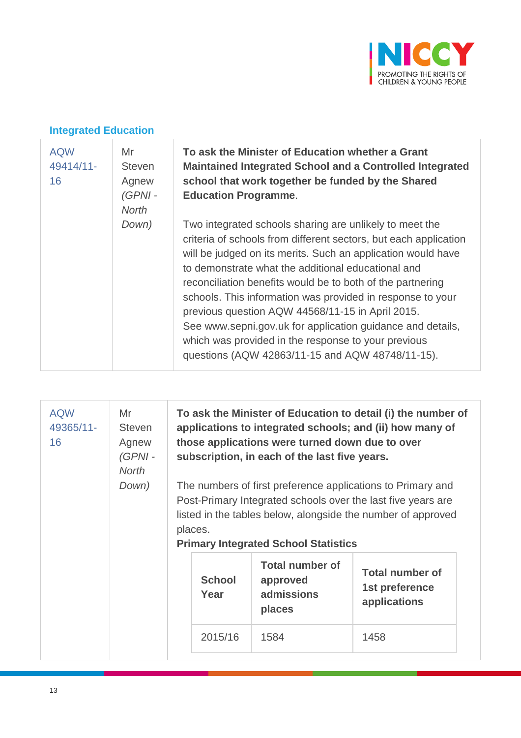### Integrated Education

| | | |
|---|---|---|
| AQW 49414/11-16 | Mr Steven Agnew *(GPNI - North Down)* | **To ask the Minister of Education whether a Grant Maintained Integrated School and a Controlled Integrated school that work together be funded by the Shared Education Programme**.<br><br>Two integrated schools sharing are unlikely to meet the criteria of schools from different sectors, but each application will be judged on its merits. Such an application would have to demonstrate what the additional educational and reconciliation benefits would be to both of the partnering schools. This information was provided in response to your previous question AQW 44568/11-15 in April 2015.<br>See www.sepni.gov.uk for application guidance and details, which was provided in the response to your previous questions (AQW 42863/11-15 and AQW 48748/11-15). |

| | | |
|---|---|---|
| AQW 49365/11-16 | Mr Steven Agnew *(GPNI - North Down)* | **To ask the Minister of Education to detail (i) the number of applications to integrated schools; and (ii) how many of those applications were turned down due to over subscription, in each of the last five years.**<br><br>The numbers of first preference applications to Primary and Post-Primary Integrated schools over the last five years are listed in the tables below, alongside the number of approved places.<br>**Primary Integrated School Statistics** |

| School Year | Total number of approved admissions places | Total number of 1st preference applications |
|---|---|---|
| 2015/16 | 1584 | 1458 |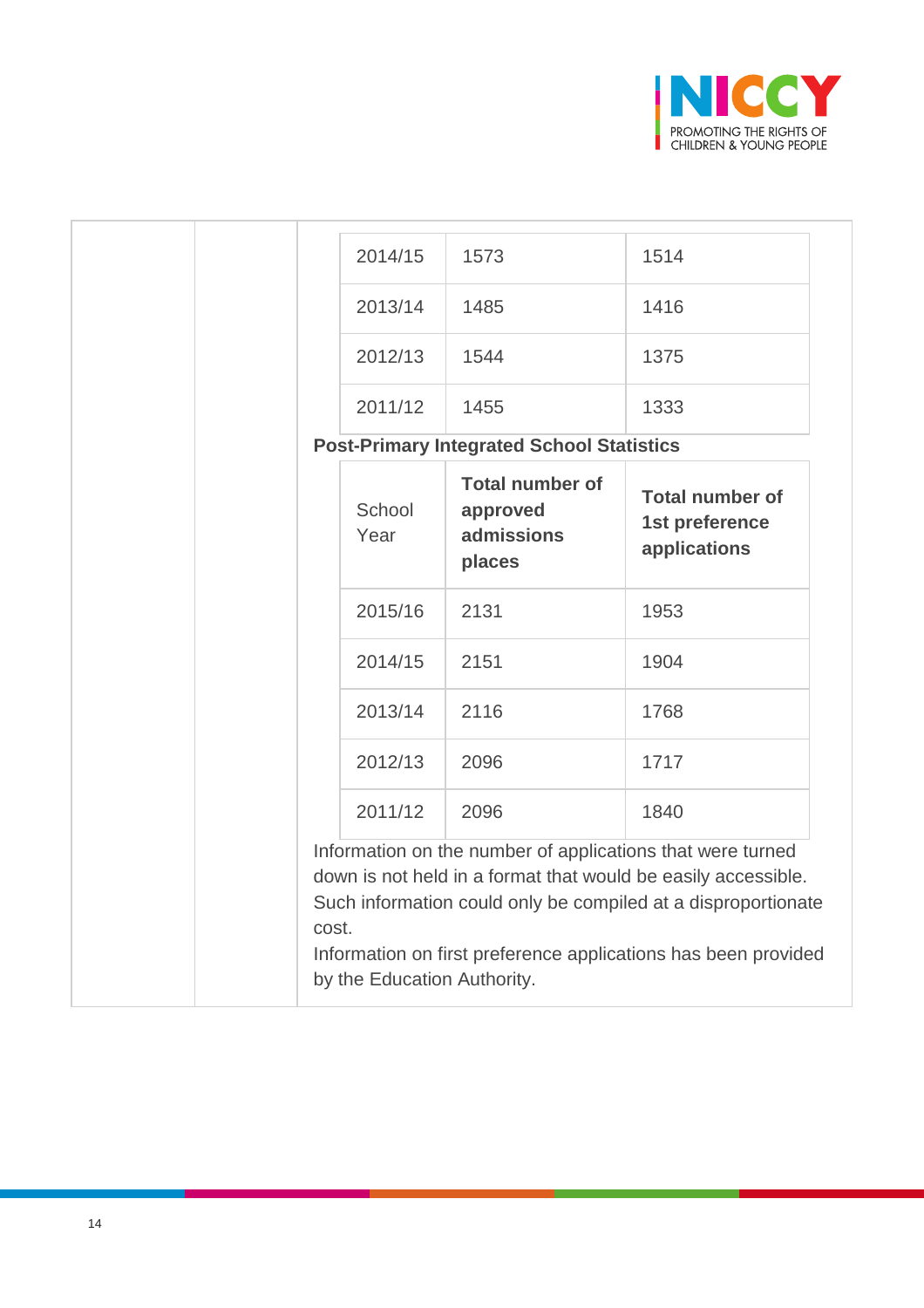| | | |
|---|---|---|
| 2014/15 | 1573 | 1514 |
| 2013/14 | 1485 | 1416 |
| 2012/13 | 1544 | 1375 |
| 2011/12 | 1455 | 1333 |

**Post-Primary Integrated School Statistics**

| School Year | **Total number of approved admissions places** | **Total number of 1st preference applications** |
|---|---|---|
| 2015/16 | 2131 | 1953 |
| 2014/15 | 2151 | 1904 |
| 2013/14 | 2116 | 1768 |
| 2012/13 | 2096 | 1717 |
| 2011/12 | 2096 | 1840 |

Information on the number of applications that were turned down is not held in a format that would be easily accessible. Such information could only be compiled at a disproportionate cost.

Information on first preference applications has been provided by the Education Authority.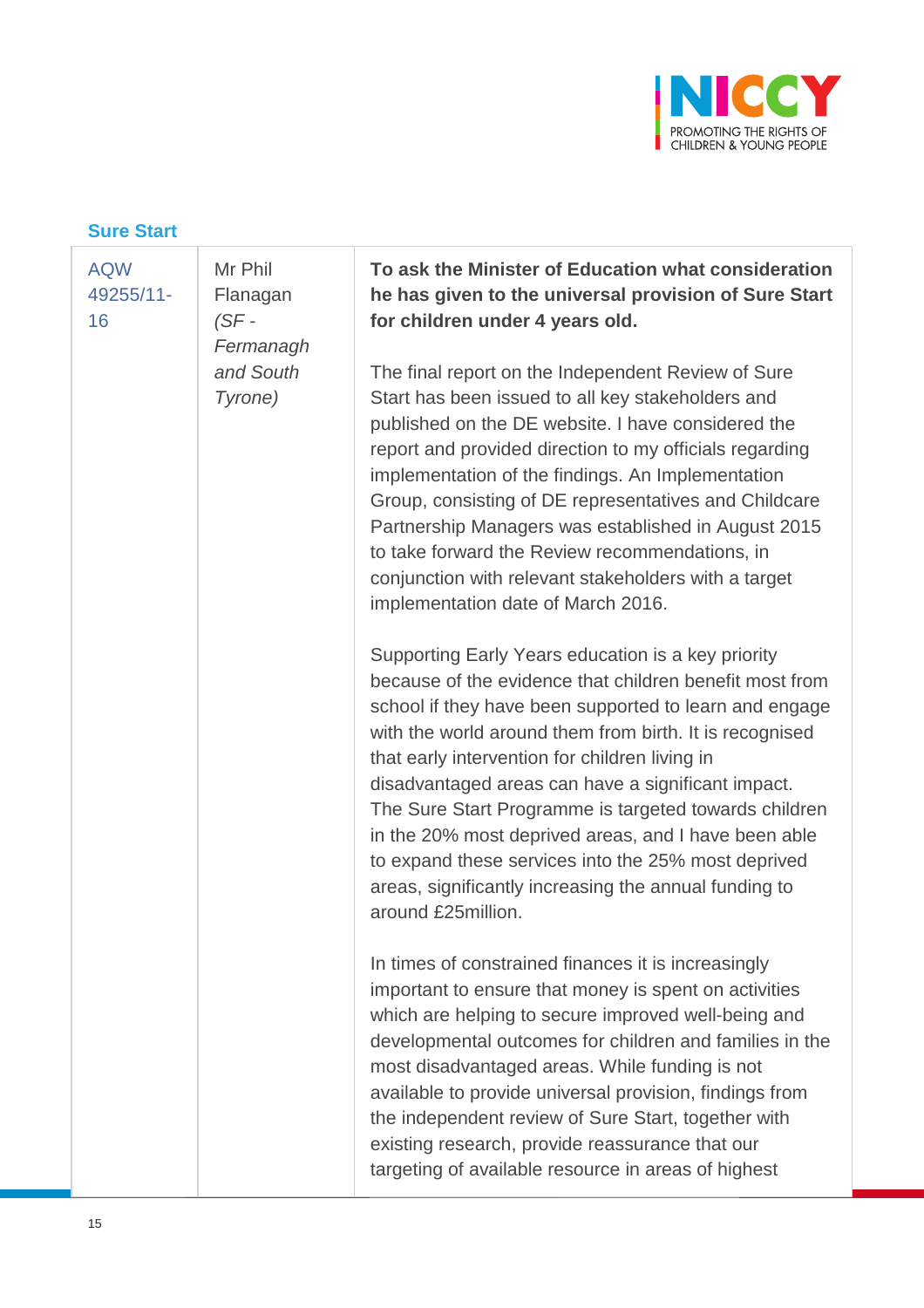### Sure Start

| | | |
|---|---|---|
| AQW 49255/11-16 | Mr Phil Flanagan *(SF - Fermanagh and South Tyrone)* | **To ask the Minister of Education what consideration he has given to the universal provision of Sure Start for children under 4 years old.**<br><br>The final report on the Independent Review of Sure Start has been issued to all key stakeholders and published on the DE website. I have considered the report and provided direction to my officials regarding implementation of the findings. An Implementation Group, consisting of DE representatives and Childcare Partnership Managers was established in August 2015 to take forward the Review recommendations, in conjunction with relevant stakeholders with a target implementation date of March 2016.<br><br>Supporting Early Years education is a key priority because of the evidence that children benefit most from school if they have been supported to learn and engage with the world around them from birth. It is recognised that early intervention for children living in disadvantaged areas can have a significant impact. The Sure Start Programme is targeted towards children in the 20% most deprived areas, and I have been able to expand these services into the 25% most deprived areas, significantly increasing the annual funding to around £25million.<br><br>In times of constrained finances it is increasingly important to ensure that money is spent on activities which are helping to secure improved well-being and developmental outcomes for children and families in the most disadvantaged areas. While funding is not available to provide universal provision, findings from the independent review of Sure Start, together with existing research, provide reassurance that our targeting of available resource in areas of highest |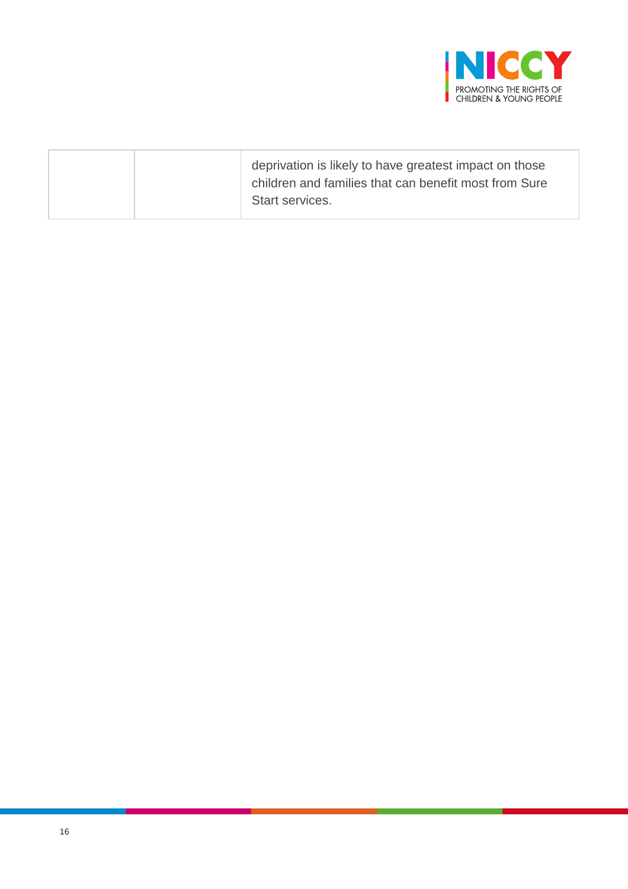| | | |
|---|---|---|
| | | deprivation is likely to have greatest impact on those children and families that can benefit most from Sure Start services. |